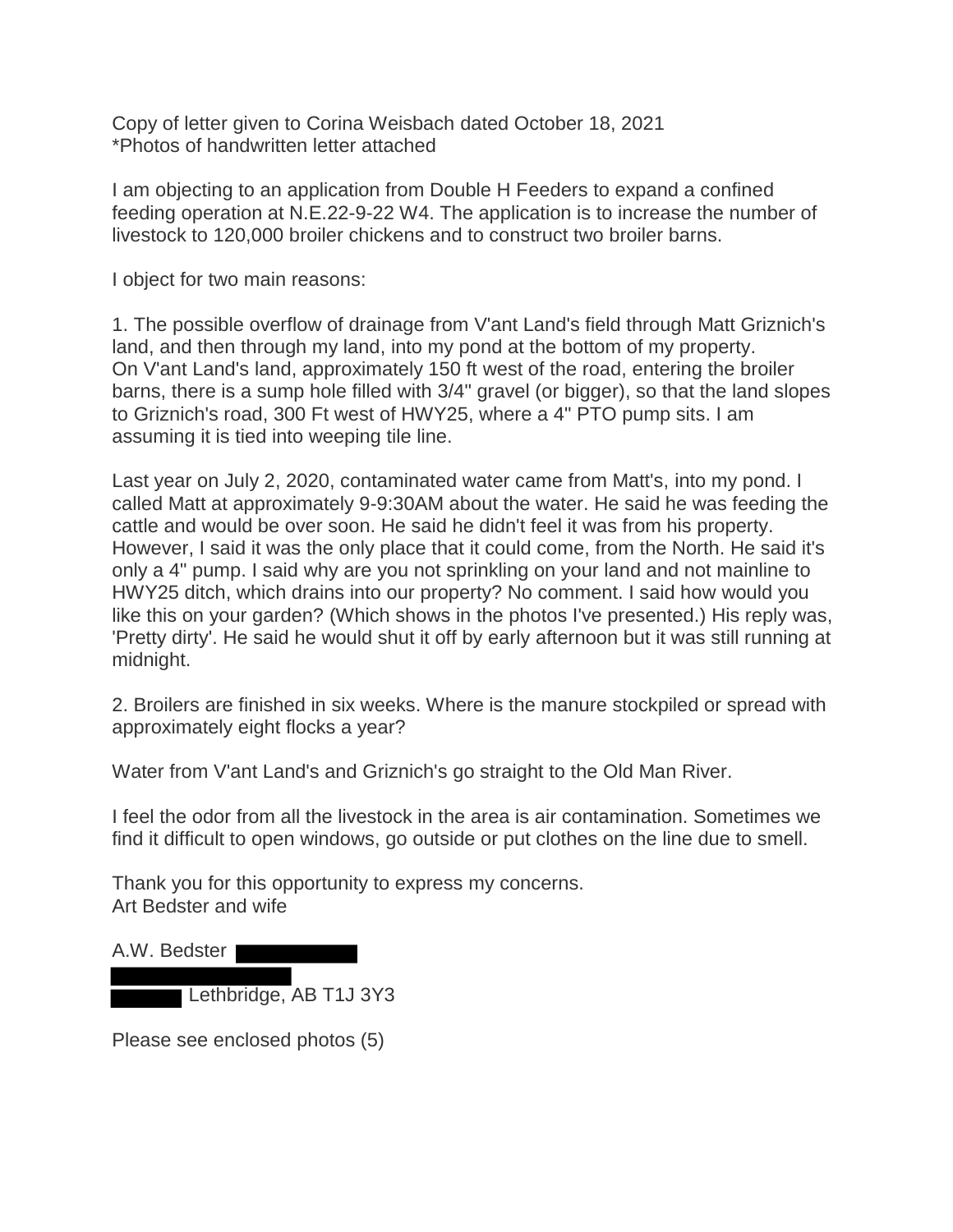Copy of letter given to Corina Weisbach dated October 18, 2021
*Photos of handwritten letter attached

I am objecting to an application from Double H Feeders to expand a confined feeding operation at N.E.22-9-22 W4. The application is to increase the number of livestock to 120,000 broiler chickens and to construct two broiler barns.

I object for two main reasons:

1. The possible overflow of drainage from V'ant Land's field through Matt Griznich's land, and then through my land, into my pond at the bottom of my property. On V'ant Land's land, approximately 150 ft west of the road, entering the broiler barns, there is a sump hole filled with 3/4" gravel (or bigger), so that the land slopes to Griznich's road, 300 Ft west of HWY25, where a 4" PTO pump sits. I am assuming it is tied into weeping tile line.

Last year on July 2, 2020, contaminated water came from Matt's, into my pond. I called Matt at approximately 9-9:30AM about the water. He said he was feeding the cattle and would be over soon. He said he didn't feel it was from his property. However, I said it was the only place that it could come, from the North. He said it's only a 4" pump. I said why are you not sprinkling on your land and not mainline to HWY25 ditch, which drains into our property? No comment. I said how would you like this on your garden? (Which shows in the photos I've presented.) His reply was, 'Pretty dirty'. He said he would shut it off by early afternoon but it was still running at midnight.

2. Broilers are finished in six weeks. Where is the manure stockpiled or spread with approximately eight flocks a year?

Water from V'ant Land's and Griznich's go straight to the Old Man River.

I feel the odor from all the livestock in the area is air contamination. Sometimes we find it difficult to open windows, go outside or put clothes on the line due to smell.

Thank you for this opportunity to express my concerns.
Art Bedster and wife

A.W. Bedster [REDACTED]
[REDACTED]
[REDACTED] Lethbridge, AB T1J 3Y3

Please see enclosed photos (5)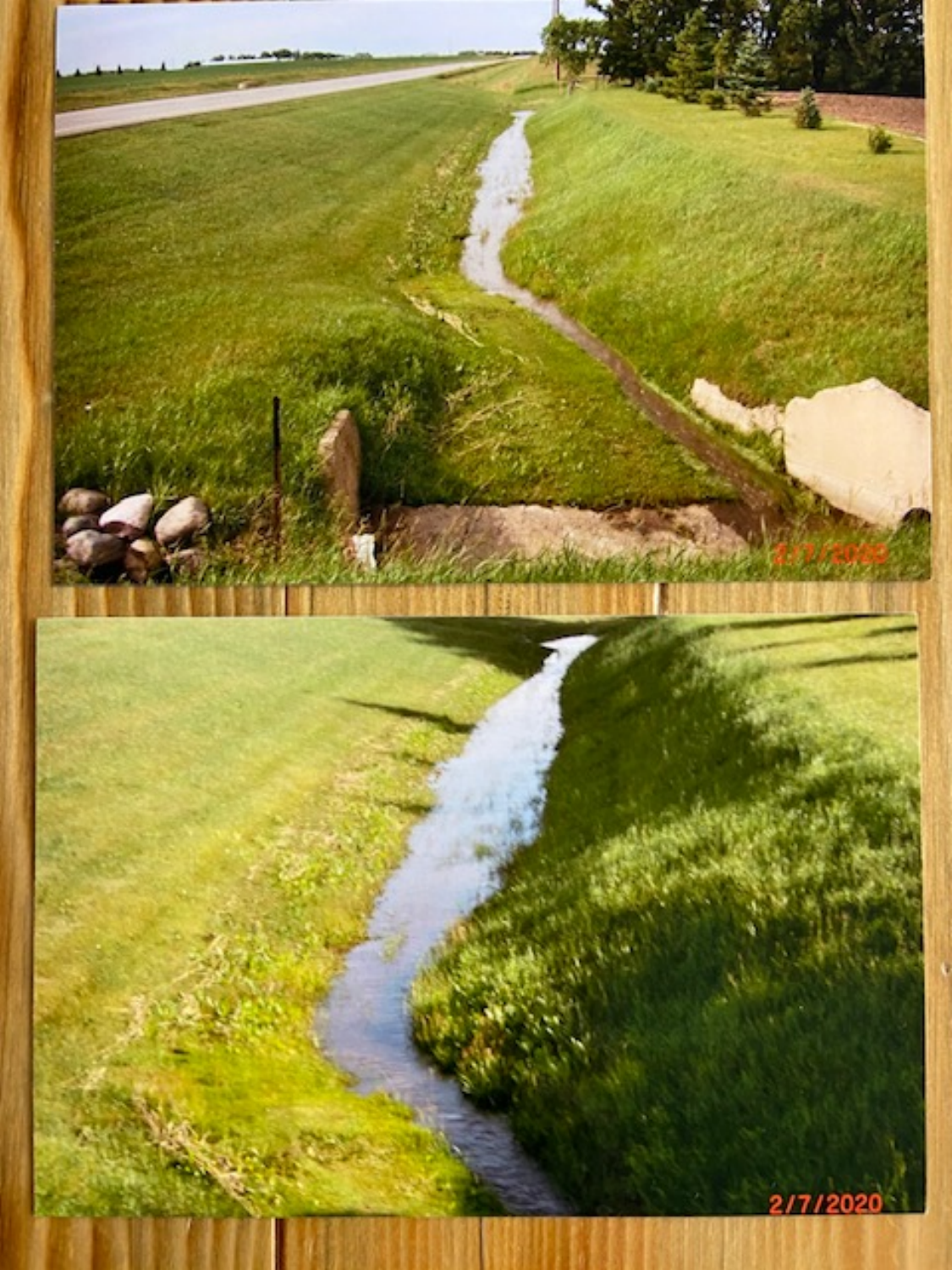2/7/2020

2/7/2020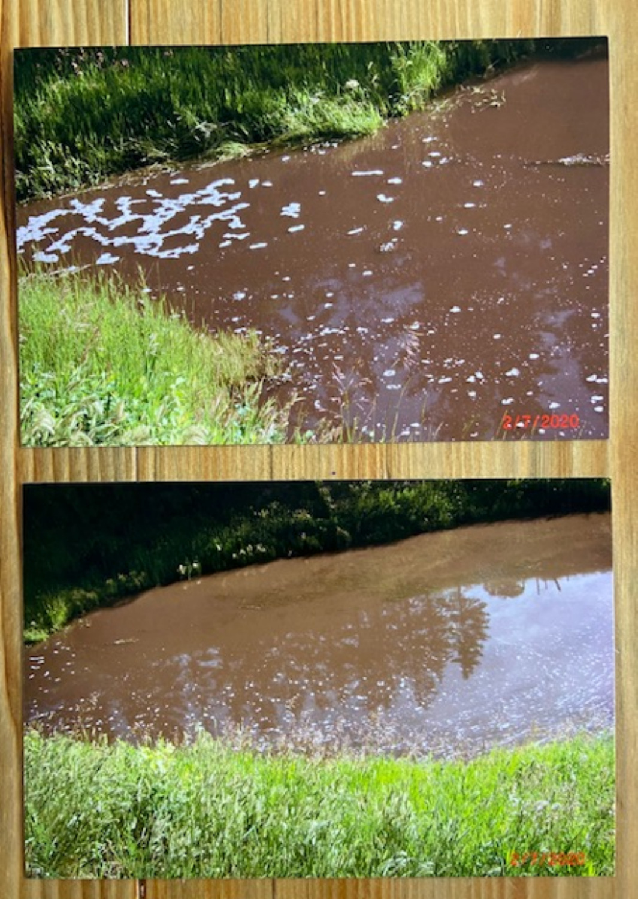2/7/2020

2/7/2020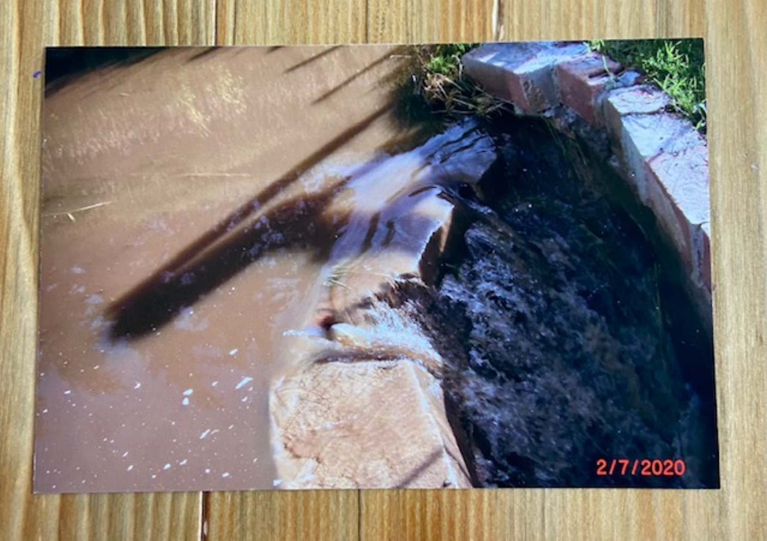2/7/2020